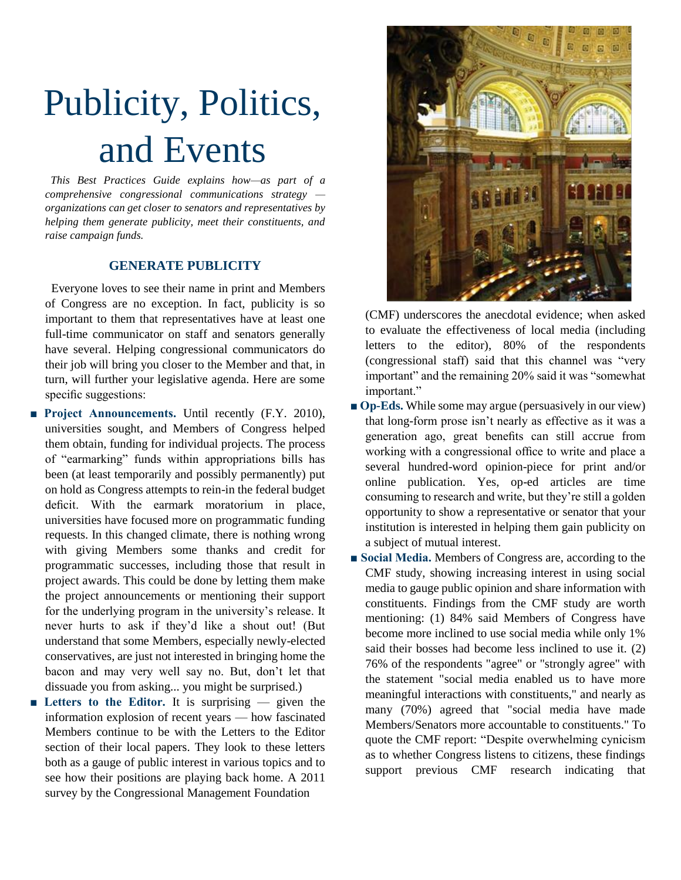# Publicity, Politics, and Events

*This Best Practices Guide explains how—as part of a comprehensive congressional communications strategy — organizations can get closer to senators and representatives by helping them generate publicity, meet their constituents, and raise campaign funds.*

## GENERATE PUBLICITY

Everyone loves to see their name in print and Members of Congress are no exception. In fact, publicity is so important to them that representatives have at least one full-time communicator on staff and senators generally have several. Helping congressional communicators do their job will bring you closer to the Member and that, in turn, will further your legislative agenda. Here are some specific suggestions:

- **Project Announcements.** Until recently (F.Y. 2010), universities sought, and Members of Congress helped them obtain, funding for individual projects. The process of "earmarking" funds within appropriations bills has been (at least temporarily and possibly permanently) put on hold as Congress attempts to rein-in the federal budget deficit. With the earmark moratorium in place, universities have focused more on programmatic funding requests. In this changed climate, there is nothing wrong with giving Members some thanks and credit for programmatic successes, including those that result in project awards. This could be done by letting them make the project announcements or mentioning their support for the underlying program in the university's release. It never hurts to ask if they'd like a shout out! (But understand that some Members, especially newly-elected conservatives, are just not interested in bringing home the bacon and may very well say no. But, don't let that dissuade you from asking... you might be surprised.)
- **Letters to the Editor.** It is surprising — given the information explosion of recent years — how fascinated Members continue to be with the Letters to the Editor section of their local papers. They look to these letters both as a gauge of public interest in various topics and to see how their positions are playing back home. A 2011 survey by the Congressional Management Foundation (CMF) underscores the anecdotal evidence; when asked to evaluate the effectiveness of local media (including letters to the editor), 80% of the respondents (congressional staff) said that this channel was "very important" and the remaining 20% said it was "somewhat important."
- **Op-Eds.** While some may argue (persuasively in our view) that long-form prose isn't nearly as effective as it was a generation ago, great benefits can still accrue from working with a congressional office to write and place a several hundred-word opinion-piece for print and/or online publication. Yes, op-ed articles are time consuming to research and write, but they're still a golden opportunity to show a representative or senator that your institution is interested in helping them gain publicity on a subject of mutual interest.
- **Social Media.** Members of Congress are, according to the CMF study, showing increasing interest in using social media to gauge public opinion and share information with constituents. Findings from the CMF study are worth mentioning: (1) 84% said Members of Congress have become more inclined to use social media while only 1% said their bosses had become less inclined to use it. (2) 76% of the respondents "agree" or "strongly agree" with the statement "social media enabled us to have more meaningful interactions with constituents," and nearly as many (70%) agreed that "social media have made Members/Senators more accountable to constituents." To quote the CMF report: "Despite overwhelming cynicism as to whether Congress listens to citizens, these findings support previous CMF research indicating that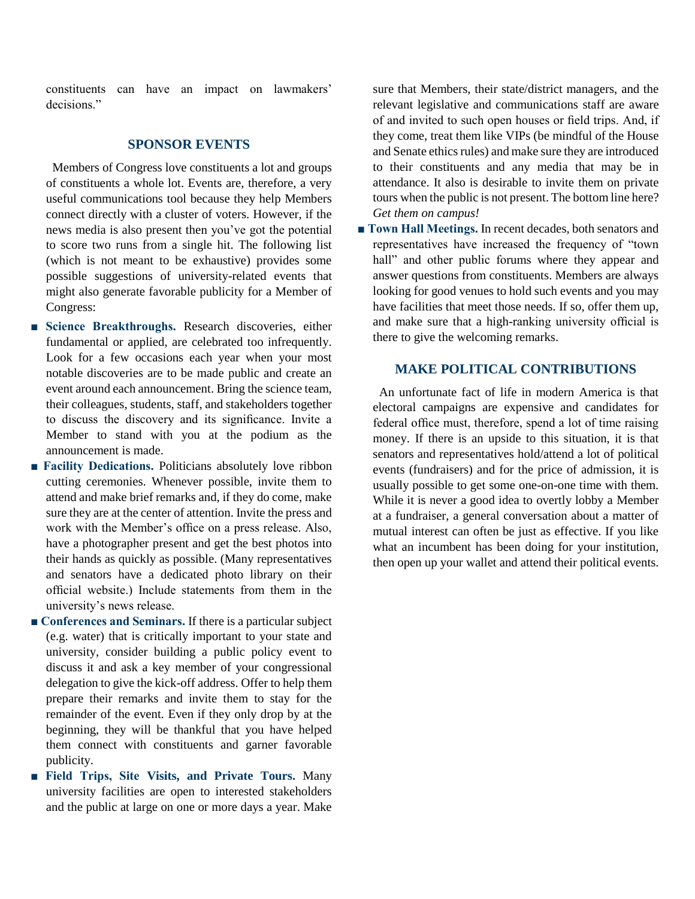constituents can have an impact on lawmakers' decisions."

## SPONSOR EVENTS

Members of Congress love constituents a lot and groups of constituents a whole lot. Events are, therefore, a very useful communications tool because they help Members connect directly with a cluster of voters. However, if the news media is also present then you've got the potential to score two runs from a single hit. The following list (which is not meant to be exhaustive) provides some possible suggestions of university-related events that might also generate favorable publicity for a Member of Congress:

- **Science Breakthroughs.** Research discoveries, either fundamental or applied, are celebrated too infrequently. Look for a few occasions each year when your most notable discoveries are to be made public and create an event around each announcement. Bring the science team, their colleagues, students, staff, and stakeholders together to discuss the discovery and its significance. Invite a Member to stand with you at the podium as the announcement is made.
- **Facility Dedications.** Politicians absolutely love ribbon cutting ceremonies. Whenever possible, invite them to attend and make brief remarks and, if they do come, make sure they are at the center of attention. Invite the press and work with the Member's office on a press release. Also, have a photographer present and get the best photos into their hands as quickly as possible. (Many representatives and senators have a dedicated photo library on their official website.) Include statements from them in the university's news release.
- **Conferences and Seminars.** If there is a particular subject (e.g. water) that is critically important to your state and university, consider building a public policy event to discuss it and ask a key member of your congressional delegation to give the kick-off address. Offer to help them prepare their remarks and invite them to stay for the remainder of the event. Even if they only drop by at the beginning, they will be thankful that you have helped them connect with constituents and garner favorable publicity.
- **Field Trips, Site Visits, and Private Tours.** Many university facilities are open to interested stakeholders and the public at large on one or more days a year. Make sure that Members, their state/district managers, and the relevant legislative and communications staff are aware of and invited to such open houses or field trips. And, if they come, treat them like VIPs (be mindful of the House and Senate ethics rules) and make sure they are introduced to their constituents and any media that may be in attendance. It also is desirable to invite them on private tours when the public is not present. The bottom line here? *Get them on campus!*
- **Town Hall Meetings.** In recent decades, both senators and representatives have increased the frequency of "town hall" and other public forums where they appear and answer questions from constituents. Members are always looking for good venues to hold such events and you may have facilities that meet those needs. If so, offer them up, and make sure that a high-ranking university official is there to give the welcoming remarks.

## MAKE POLITICAL CONTRIBUTIONS

An unfortunate fact of life in modern America is that electoral campaigns are expensive and candidates for federal office must, therefore, spend a lot of time raising money. If there is an upside to this situation, it is that senators and representatives hold/attend a lot of political events (fundraisers) and for the price of admission, it is usually possible to get some one-on-one time with them. While it is never a good idea to overtly lobby a Member at a fundraiser, a general conversation about a matter of mutual interest can often be just as effective. If you like what an incumbent has been doing for your institution, then open up your wallet and attend their political events.